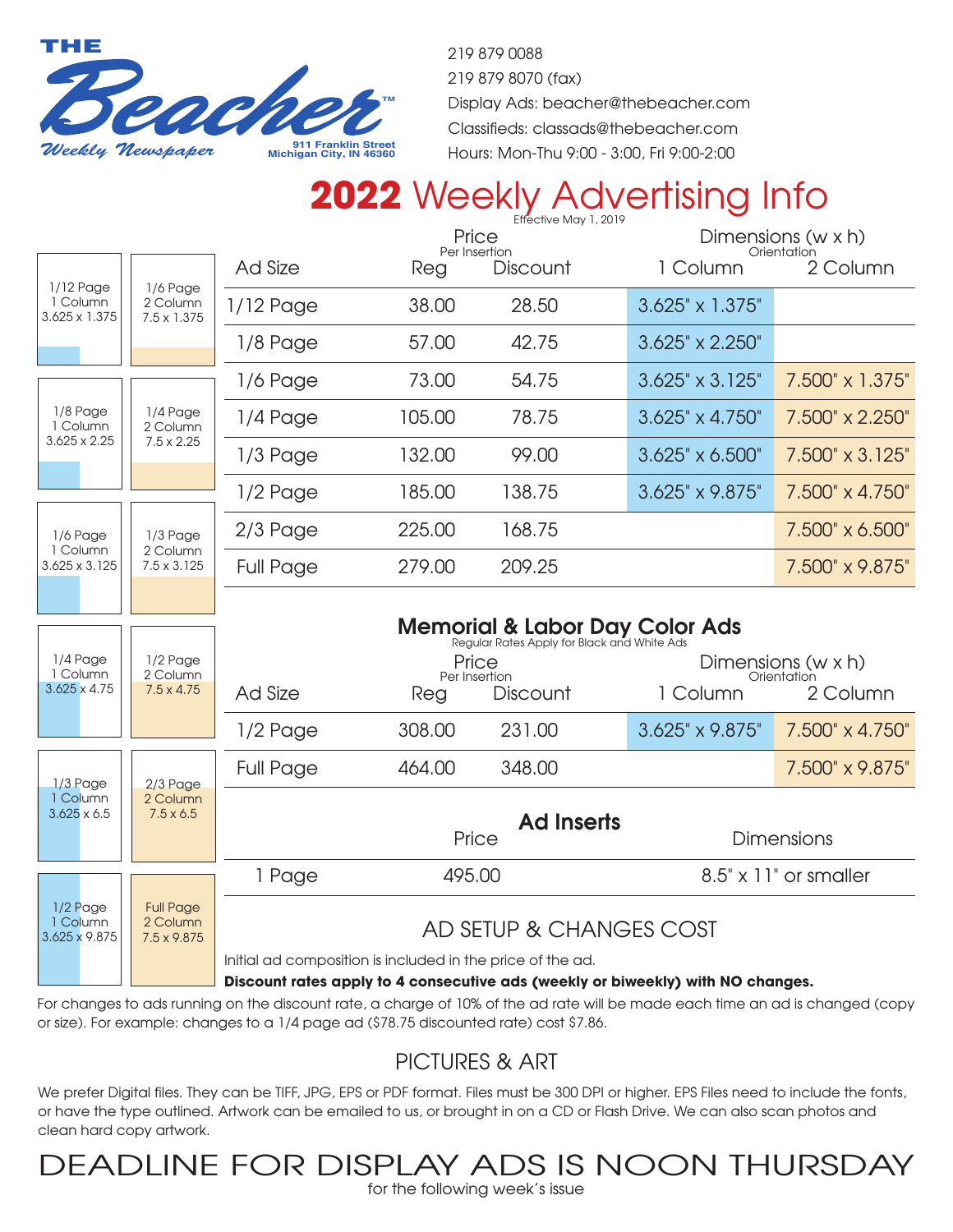THE Beacher™ Weekly Newspaper
911 Franklin Street
Michigan City, IN 46360

219 879 0088
219 879 8070 (fax)
Display Ads: beacher@thebeacher.com
Classifieds: classads@thebeacher.com
Hours: Mon-Thu 9:00 - 3:00, Fri 9:00-2:00

# 2022 Weekly Advertising Info

Effective May 1, 2019

| 1 Column | 2 Column |
|---|---|
| 1/12 Page 1 Column 3.625 x 1.375 | 1/6 Page 2 Column 7.5 x 1.375 |
| 1/8 Page 1 Column 3.625 x 2.25 | 1/4 Page 2 Column 7.5 x 2.25 |
| 1/6 Page 1 Column 3.625 x 3.125 | 1/3 Page 2 Column 7.5 x 3.125 |
| 1/4 Page 1 Column 3.625 x 4.75 | 1/2 Page 2 Column 7.5 x 4.75 |
| 1/3 Page 1 Column 3.625 x 6.5 | 2/3 Page 2 Column 7.5 x 6.5 |
| 1/2 Page 1 Column 3.625 x 9.875 | Full Page 2 Column 7.5 x 9.875 |

| Ad Size | Price Per Insertion Reg | Discount | Dimensions (w x h) Orientation 1 Column | 2 Column |
|---|---|---|---|---|
| 1/12 Page | 38.00 | 28.50 | 3.625" x 1.375" | |
| 1/8 Page | 57.00 | 42.75 | 3.625" x 2.250" | |
| 1/6 Page | 73.00 | 54.75 | 3.625" x 3.125" | 7.500" x 1.375" |
| 1/4 Page | 105.00 | 78.75 | 3.625" x 4.750" | 7.500" x 2.250" |
| 1/3 Page | 132.00 | 99.00 | 3.625" x 6.500" | 7.500" x 3.125" |
| 1/2 Page | 185.00 | 138.75 | 3.625" x 9.875" | 7.500" x 4.750" |
| 2/3 Page | 225.00 | 168.75 | | 7.500" x 6.500" |
| Full Page | 279.00 | 209.25 | | 7.500" x 9.875" |

## Memorial & Labor Day Color Ads

Regular Rates Apply for Black and White Ads

| Ad Size | Price Per Insertion Reg | Discount | Dimensions (w x h) Orientation 1 Column | 2 Column |
|---|---|---|---|---|
| 1/2 Page | 308.00 | 231.00 | 3.625" x 9.875" | 7.500" x 4.750" |
| Full Page | 464.00 | 348.00 | | 7.500" x 9.875" |

## Ad Inserts

| | Price | Dimensions |
|---|---|---|
| 1 Page | 495.00 | 8.5" x 11" or smaller |

## AD SETUP & CHANGES COST

Initial ad composition is included in the price of the ad.

**Discount rates apply to 4 consecutive ads (weekly or biweekly) with NO changes.**

For changes to ads running on the discount rate, a charge of 10% of the ad rate will be made each time an ad is changed (copy or size). For example: changes to a 1/4 page ad ($78.75 discounted rate) cost $7.86.

## PICTURES & ART

We prefer Digital files. They can be TIFF, JPG, EPS or PDF format. Files must be 300 DPI or higher. EPS Files need to include the fonts, or have the type outlined. Artwork can be emailed to us, or brought in on a CD or Flash Drive. We can also scan photos and clean hard copy artwork.

# DEADLINE FOR DISPLAY ADS IS NOON THURSDAY

for the following week's issue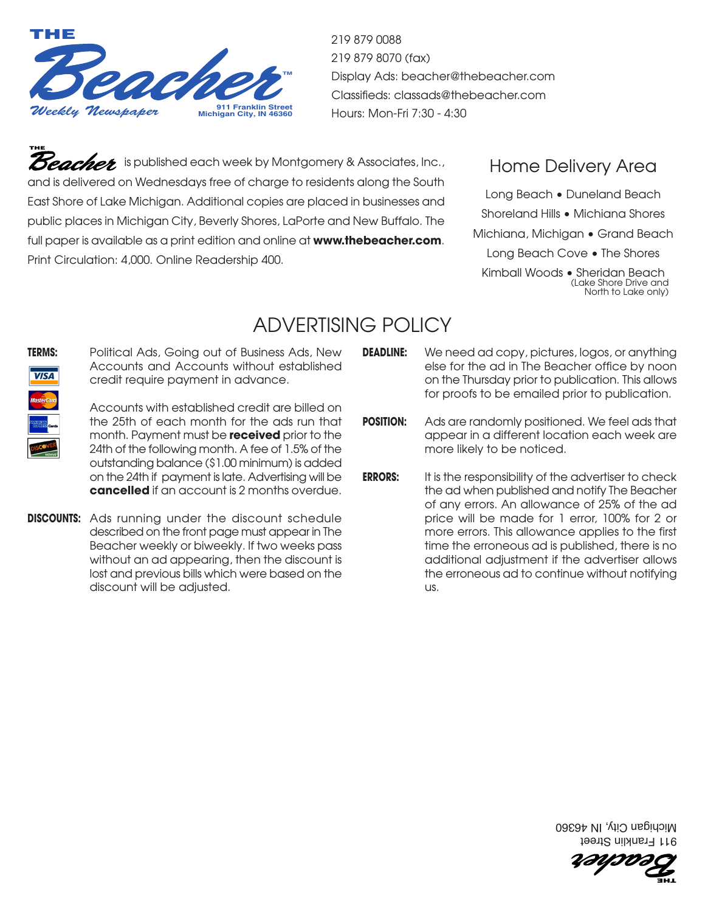THE **Beacher** Weekly Newspaper
911 Franklin Street
Michigan City, IN 46360

219 879 0088
219 879 8070 (fax)
Display Ads: beacher@thebeacher.com
Classifieds: classads@thebeacher.com
Hours: Mon-Fri 7:30 - 4:30

THE Beacher is published each week by Montgomery & Associates, Inc., and is delivered on Wednesdays free of charge to residents along the South East Shore of Lake Michigan. Additional copies are placed in businesses and public places in Michigan City, Beverly Shores, LaPorte and New Buffalo. The full paper is available as a print edition and online at **www.thebeacher.com**. Print Circulation: 4,000. Online Readership 400.

## Home Delivery Area

Long Beach • Duneland Beach
Shoreland Hills • Michiana Shores
Michiana, Michigan • Grand Beach
Long Beach Cove • The Shores
Kimball Woods • Sheridan Beach (Lake Shore Drive and North to Lake only)

# ADVERTISING POLICY

**TERMS:** Political Ads, Going out of Business Ads, New Accounts and Accounts without established credit require payment in advance.

Accounts with established credit are billed on the 25th of each month for the ads run that month. Payment must be **received** prior to the 24th of the following month. A fee of 1.5% of the outstanding balance ($1.00 minimum) is added on the 24th if payment is late. Advertising will be **cancelled** if an account is 2 months overdue.

**DISCOUNTS:** Ads running under the discount schedule described on the front page must appear in The Beacher weekly or biweekly. If two weeks pass without an ad appearing, then the discount is lost and previous bills which were based on the discount will be adjusted.

**DEADLINE:** We need ad copy, pictures, logos, or anything else for the ad in The Beacher office by noon on the Thursday prior to publication. This allows for proofs to be emailed prior to publication.

**POSITION:** Ads are randomly positioned. We feel ads that appear in a different location each week are more likely to be noticed.

**ERRORS:** It is the responsibility of the advertiser to check the ad when published and notify The Beacher of any errors. An allowance of 25% of the ad price will be made for 1 error, 100% for 2 or more errors. This allowance applies to the first time the erroneous ad is published, there is no additional adjustment if the advertiser allows the erroneous ad to continue without notifying us.

THE Beacher
911 Franklin Street
Michigan City, IN 46360